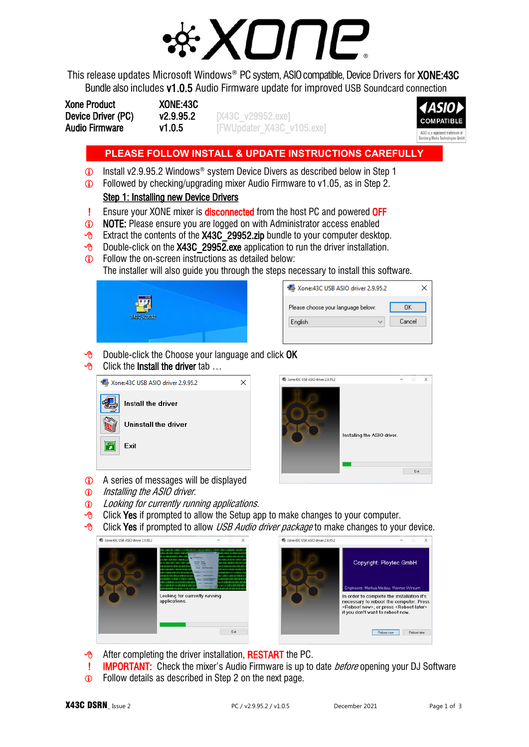# XONE

This release updates Microsoft Windows® PC system, ASIO compatible, Device Drivers for **XONE:43C**
Bundle also includes **v1.0.5** Audio Firmware update for improved USB Soundcard connection

| | | |
|---|---|---|
| Xone Product | XONE:43C | |
| Device Driver (PC) | v2.9.95.2 | [X43C_v29952.exe] |
| Audio Firmware | v1.0.5 | [FWUpdater_X43C_v105.exe] |

ASIO COMPATIBLE
ASIO is a registered trademark of Steinberg Media Technologies GmbH

**PLEASE FOLLOW INSTALL & UPDATE INSTRUCTIONS CAREFULLY**

- Install v2.9.95.2 Windows® system Device Divers as described below in Step 1
- Followed by checking/upgrading mixer Audio Firmware to v1.05, as in Step 2.

## Step 1: Installing new Device Drivers

- ! Ensure your XONE mixer is **disconnected** from the host PC and powered **OFF**
- **NOTE:** Please ensure you are logged on with Administrator access enabled
- Extract the contents of the **X43C_29952.zip** bundle to your computer desktop.
- Double-click on the **X43C_29952.exe** application to run the driver installation.
- Follow the on-screen instructions as detailed below:
  The installer will also guide you through the steps necessary to install this software.

X43C_v29952

Xone:43C USB ASIO driver 2.9.95.2
Please choose your language below:
English
OK
Cancel

- Double-click the Choose your language and click **OK**
- Click the **Install the driver** tab …

Xone:43C USB ASIO driver 2.9.95.2
Install the driver
Uninstall the driver
Exit

Installing the ASIO driver.

- A series of messages will be displayed
- *Installing the ASIO driver.*
- *Looking for currently running applications.*
- Click **Yes** if prompted to allow the Setup app to make changes to your computer.
- Click **Yes** if prompted to allow *USB Audio driver package* to make changes to your device.

Looking for currently running applications.

Copyright: Ploytec GmbH
Engineers: Markus Medau, Werner Wirsum
In order to complete the installation it's necessary to reboot the computer. Press <Reboot now>, or press <Reboot later> if you don't want to reboot now.
Reboot now
Reboot later

- After completing the driver installation, **RESTART** the PC.
- ! **IMPORTANT:** Check the mixer's Audio Firmware is up to date *before* opening your DJ Software
- Follow details as described in Step 2 on the next page.

**X43C DSRN**_ Issue 2 PC / v2.9.95.2 / v1.0.5 December 2021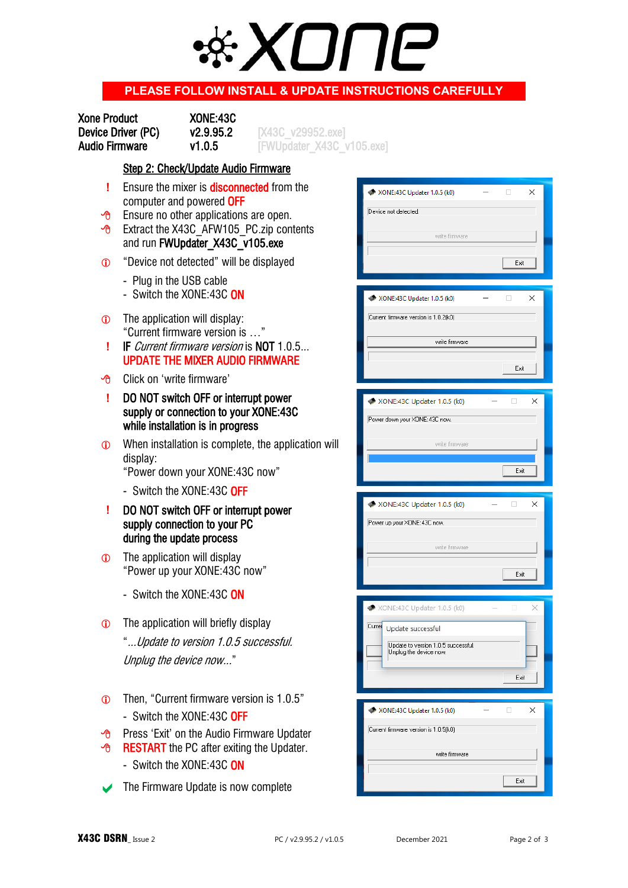# XONE

**PLEASE FOLLOW INSTALL & UPDATE INSTRUCTIONS CAREFULLY**

| | | |
|---|---|---|
| Xone Product | XONE:43C | |
| Device Driver (PC) | v2.9.95.2 | [X43C_v29952.exe] |
| Audio Firmware | v1.0.5 | [FWUpdater_X43C_v105.exe] |

## Step 2: Check/Update Audio Firmware

! Ensure the mixer is **disconnected** from the computer and powered **OFF**

Ensure no other applications are open.

Extract the X43C_AFW105_PC.zip contents and run **FWUpdater_X43C_v105.exe**

ⓘ "Device not detected" will be displayed

- Plug in the USB cable
- Switch the XONE:43C **ON**

ⓘ The application will display: "Current firmware version is …"

! **IF** *Current firmware version* is **NOT** 1.0.5... **UPDATE THE MIXER AUDIO FIRMWARE**

Click on 'write firmware'

! **DO NOT switch OFF or interrupt power supply or connection to your XONE:43C while installation is in progress**

ⓘ When installation is complete, the application will display: "Power down your XONE:43C now"

- Switch the XONE:43C **OFF**

! **DO NOT switch OFF or interrupt power supply connection to your PC during the update process**

ⓘ The application will display "Power up your XONE:43C now"

- Switch the XONE:43C **ON**

ⓘ The application will briefly display "*…Update to version 1.0.5 successful. Unplug the device now…*"

ⓘ Then, "Current firmware version is 1.0.5"

- Switch the XONE:43C **OFF**

Press 'Exit' on the Audio Firmware Updater

**RESTART** the PC after exiting the Updater.

- Switch the XONE:43C **ON**

✔ The Firmware Update is now complete

XONE:43C Updater 1.0.5 (k0)
Device not detected
write firmware
Exit

XONE:43C Updater 1.0.5 (k0)
Current firmware version is 1.0.2(k0)
write firmware
Exit

XONE:43C Updater 1.0.5 (k0)
Power down your XONE:43C now.
write firmware
Exit

XONE:43C Updater 1.0.5 (k0)
Power up your XONE:43C now.
write firmware
Exit

XONE:43C Updater 1.0.5 (k0)
Update successful
Update to version 1.0.5 successful
Unplug the device now
Exit

XONE:43C Updater 1.0.5 (k0)
Current firmware version is 1.0.5(k0)
write firmware
Exit

**X43C DSRN**_ Issue 2 PC / v2.9.95.2 / v1.0.5 December 2021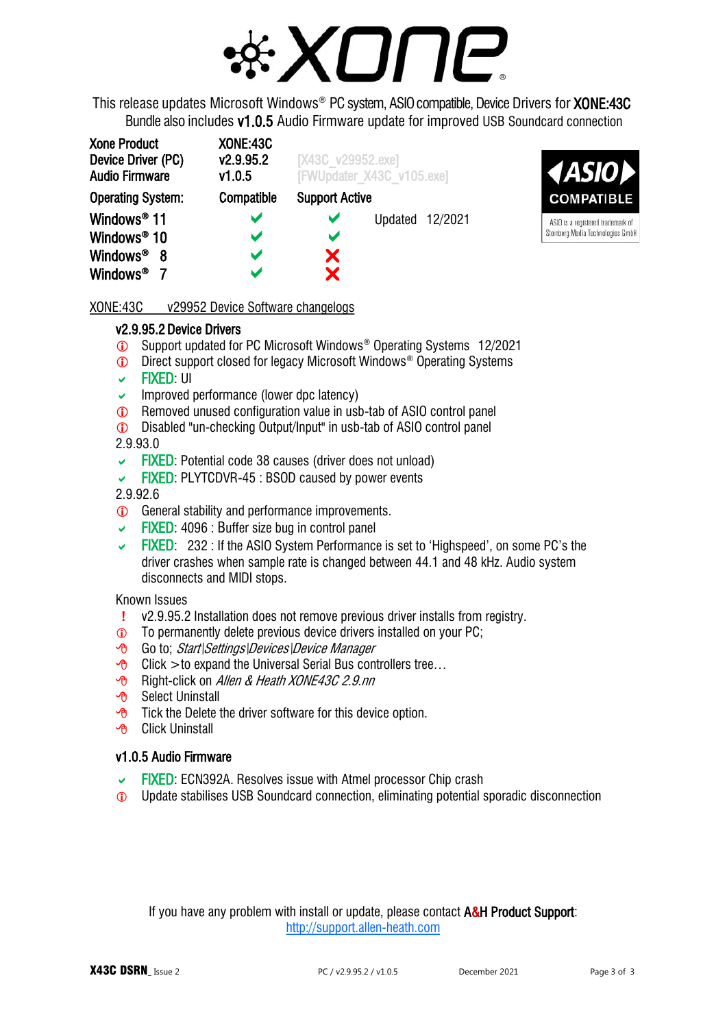# XONE

This release updates Microsoft Windows® PC system, ASIO compatible, Device Drivers for **XONE:43C**
Bundle also includes **v1.0.5** Audio Firmware update for improved USB Soundcard connection

| | | |
|---|---|---|
| **Xone Product** | **XONE:43C** | |
| **Device Driver (PC)** | **v2.9.95.2** | [X43C_v29952.exe] |
| **Audio Firmware** | **v1.0.5** | [FWUpdater_X43C_v105.exe] |

| Operating System: | Compatible | Support Active | |
|---|---|---|---|
| Windows® 11 | ✔ | ✔ | Updated 12/2021 |
| Windows® 10 | ✔ | ✔ | |
| Windows® 8 | ✔ | ✘ | |
| Windows® 7 | ✔ | ✘ | |

ASIO COMPATIBLE
ASIO is a registered trademark of Steinberg Media Technologies GmbH

XONE:43C v29952 Device Software changelogs

### v2.9.95.2 Device Drivers

- ⓘ Support updated for PC Microsoft Windows® Operating Systems 12/2021
- ⓘ Direct support closed for legacy Microsoft Windows® Operating Systems
- ✔ FIXED: UI
- ✔ Improved performance (lower dpc latency)
- ⓘ Removed unused configuration value in usb-tab of ASIO control panel
- ⓘ Disabled "un-checking Output/Input" in usb-tab of ASIO control panel

2.9.93.0

- ✔ FIXED: Potential code 38 causes (driver does not unload)
- ✔ FIXED: PLYTCDVR-45 : BSOD caused by power events

2.9.92.6

- ⓘ General stability and performance improvements.
- ✔ FIXED: 4096 : Buffer size bug in control panel
- ✔ FIXED: 232 : If the ASIO System Performance is set to 'Highspeed', on some PC's the driver crashes when sample rate is changed between 44.1 and 48 kHz. Audio system disconnects and MIDI stops.

Known Issues

- ! v2.9.95.2 Installation does not remove previous driver installs from registry.
- ⓘ To permanently delete previous device drivers installed on your PC;
- Go to; *Start\Settings\Devices\Device Manager*
- Click >to expand the Universal Serial Bus controllers tree…
- Right-click on *Allen & Heath XONE43C 2.9.nn*
- Select Uninstall
- Tick the Delete the driver software for this device option.
- Click Uninstall

### v1.0.5 Audio Firmware

- ✔ FIXED: ECN392A. Resolves issue with Atmel processor Chip crash
- ⓘ Update stabilises USB Soundcard connection, eliminating potential sporadic disconnection

If you have any problem with install or update, please contact **A&H Product Support**:
http://support.allen-heath.com